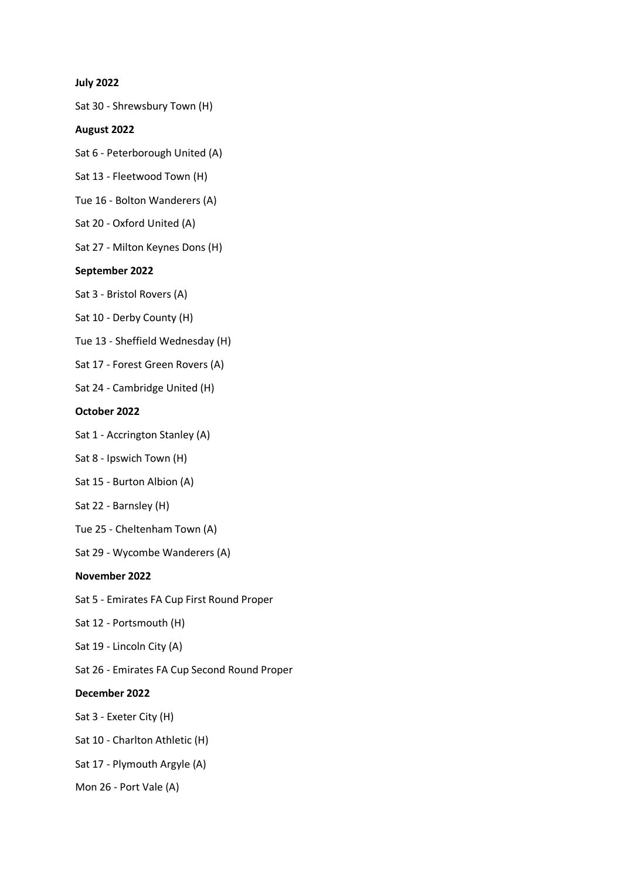**July 2022**

Sat 30 - Shrewsbury Town (H)

**August 2022**

Sat 6 - Peterborough United (A)

Sat 13 - Fleetwood Town (H)

Tue 16 - Bolton Wanderers (A)

Sat 20 - Oxford United (A)

Sat 27 - Milton Keynes Dons (H)

**September 2022**

Sat 3 - Bristol Rovers (A)

Sat 10 - Derby County (H)

Tue 13 - Sheffield Wednesday (H)

Sat 17 - Forest Green Rovers (A)

Sat 24 - Cambridge United (H)

**October 2022**

Sat 1 - Accrington Stanley (A)

Sat 8 - Ipswich Town (H)

Sat 15 - Burton Albion (A)

Sat 22 - Barnsley (H)

Tue 25 - Cheltenham Town (A)

Sat 29 - Wycombe Wanderers (A)

**November 2022**

Sat 5 - Emirates FA Cup First Round Proper

Sat 12 - Portsmouth (H)

Sat 19 - Lincoln City (A)

Sat 26 - Emirates FA Cup Second Round Proper

**December 2022**

Sat 3 - Exeter City (H)

Sat 10 - Charlton Athletic (H)

Sat 17 - Plymouth Argyle (A)

Mon 26 - Port Vale (A)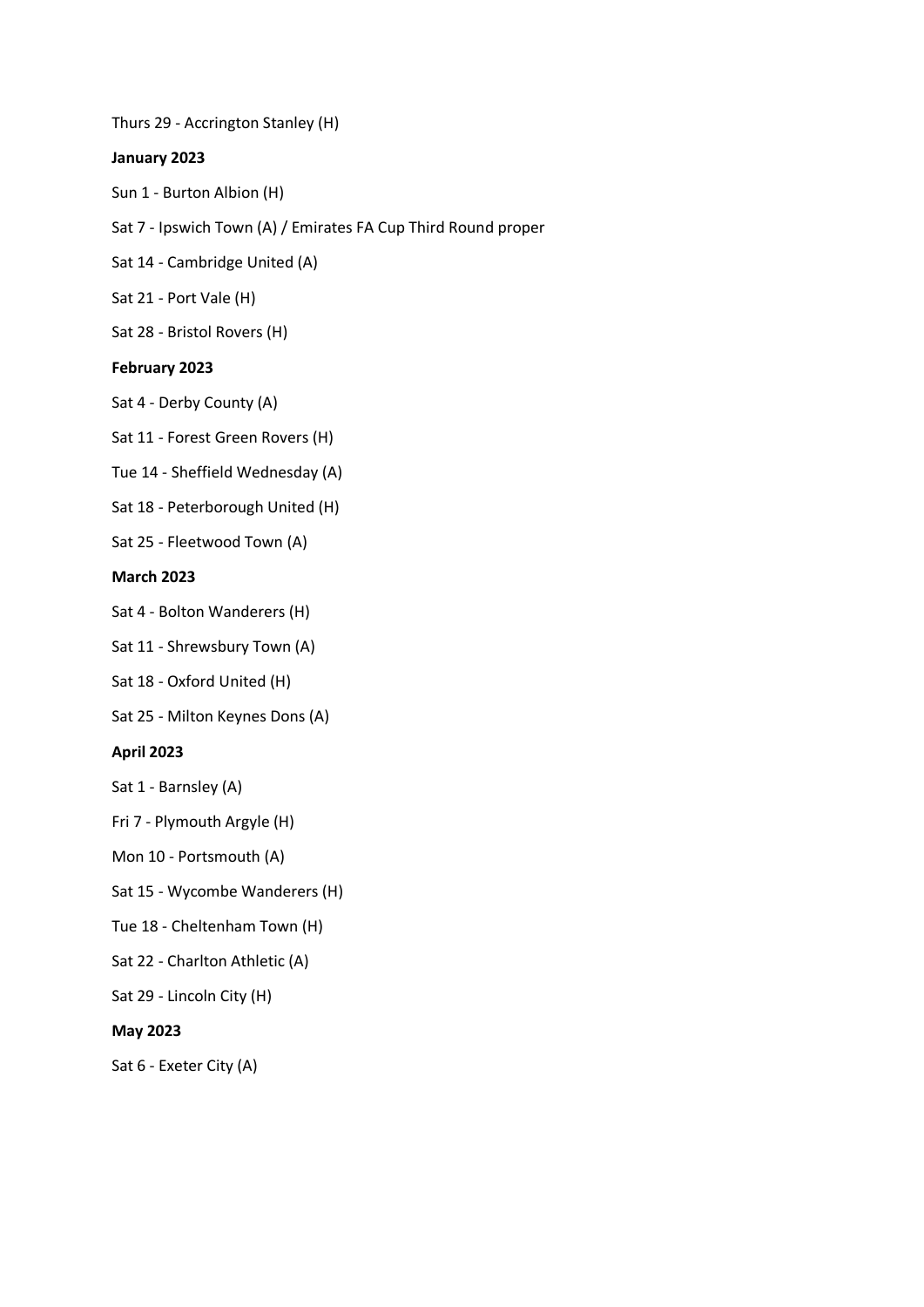Thurs 29 - Accrington Stanley (H)

**January 2023**

Sun 1 - Burton Albion (H)

Sat 7 - Ipswich Town (A) / Emirates FA Cup Third Round proper

Sat 14 - Cambridge United (A)

Sat 21 - Port Vale (H)

Sat 28 - Bristol Rovers (H)

**February 2023**

Sat 4 - Derby County (A)

Sat 11 - Forest Green Rovers (H)

Tue 14 - Sheffield Wednesday (A)

Sat 18 - Peterborough United (H)

Sat 25 - Fleetwood Town (A)

**March 2023**

Sat 4 - Bolton Wanderers (H)

Sat 11 - Shrewsbury Town (A)

Sat 18 - Oxford United (H)

Sat 25 - Milton Keynes Dons (A)

**April 2023**

Sat 1 - Barnsley (A)

Fri 7 - Plymouth Argyle (H)

Mon 10 - Portsmouth (A)

Sat 15 - Wycombe Wanderers (H)

Tue 18 - Cheltenham Town (H)

Sat 22 - Charlton Athletic (A)

Sat 29 - Lincoln City (H)

**May 2023**

Sat 6 - Exeter City (A)